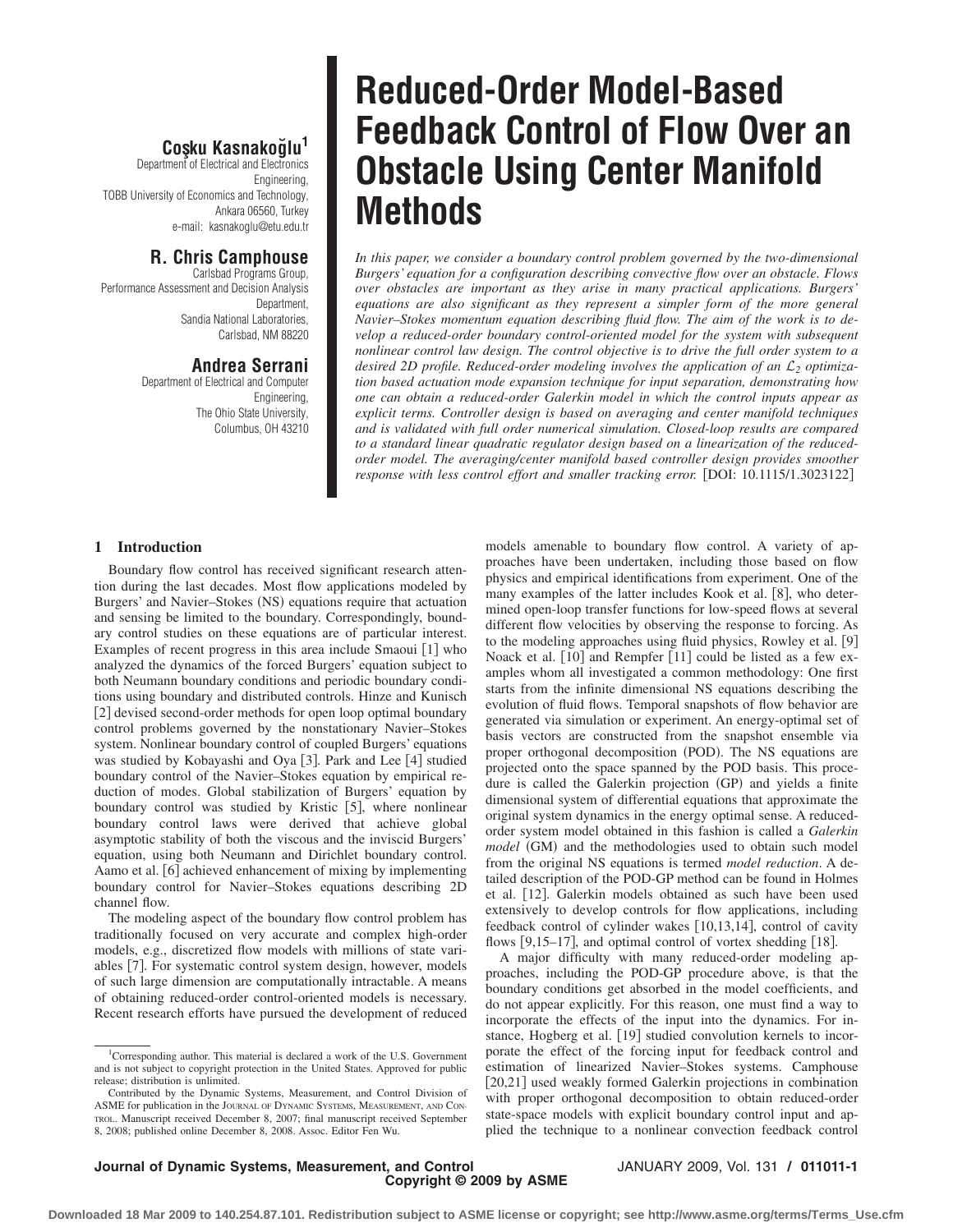# Reduced-Order Model-Based Feedback Control of Flow Over an Obstacle Using Center Manifold Methods

**Coşku Kasnakoğlu**[1]
Department of Electrical and Electronics Engineering,
TOBB University of Economics and Technology,
Ankara 06560, Turkey
e-mail: kasnakoglu@etu.edu.tr

**R. Chris Camphouse**
Carlsbad Programs Group,
Performance Assessment and Decision Analysis Department,
Sandia National Laboratories,
Carlsbad, NM 88220

**Andrea Serrani**
Department of Electrical and Computer Engineering,
The Ohio State University,
Columbus, OH 43210

*In this paper, we consider a boundary control problem governed by the two-dimensional Burgers' equation for a configuration describing convective flow over an obstacle. Flows over obstacles are important as they arise in many practical applications. Burgers' equations are also significant as they represent a simpler form of the more general Navier–Stokes momentum equation describing fluid flow. The aim of the work is to develop a reduced-order boundary control-oriented model for the system with subsequent nonlinear control law design. The control objective is to drive the full order system to a desired 2D profile. Reduced-order modeling involves the application of an $\mathcal{L}_2$ optimization based actuation mode expansion technique for input separation, demonstrating how one can obtain a reduced-order Galerkin model in which the control inputs appear as explicit terms. Controller design is based on averaging and center manifold techniques and is validated with full order numerical simulation. Closed-loop results are compared to a standard linear quadratic regulator design based on a linearization of the reduced-order model. The averaging/center manifold based controller design provides smoother response with less control effort and smaller tracking error.* [DOI: 10.1115/1.3023122]

## 1 Introduction

Boundary flow control has received significant research attention during the last decades. Most flow applications modeled by Burgers' and Navier–Stokes (NS) equations require that actuation and sensing be limited to the boundary. Correspondingly, boundary control studies on these equations are of particular interest. Examples of recent progress in this area include Smaoui [1] who analyzed the dynamics of the forced Burgers' equation subject to both Neumann boundary conditions and periodic boundary conditions using boundary and distributed controls. Hinze and Kunisch [2] devised second-order methods for open loop optimal boundary control problems governed by the nonstationary Navier–Stokes system. Nonlinear boundary control of coupled Burgers' equations was studied by Kobayashi and Oya [3]. Park and Lee [4] studied boundary control of the Navier–Stokes equation by empirical reduction of modes. Global stabilization of Burgers' equation by boundary control was studied by Kristic [5], where nonlinear boundary control laws were derived that achieve global asymptotic stability of both the viscous and the inviscid Burgers' equation, using both Neumann and Dirichlet boundary control. Aamo et al. [6] achieved enhancement of mixing by implementing boundary control for Navier–Stokes equations describing 2D channel flow.

The modeling aspect of the boundary flow control problem has traditionally focused on very accurate and complex high-order models, e.g., discretized flow models with millions of state variables [7]. For systematic control system design, however, models of such large dimension are computationally intractable. A means of obtaining reduced-order control-oriented models is necessary. Recent research efforts have pursued the development of reduced models amenable to boundary flow control. A variety of approaches have been undertaken, including those based on flow physics and empirical identifications from experiment. One of the many examples of the latter includes Kook et al. [8], who determined open-loop transfer functions for low-speed flows at several different flow velocities by observing the response to forcing. As to the modeling approaches using fluid physics, Rowley et al. [9] Noack et al. [10] and Rempfer [11] could be listed as a few examples whom all investigated a common methodology: One first starts from the infinite dimensional NS equations describing the evolution of fluid flows. Temporal snapshots of flow behavior are generated via simulation or experiment. An energy-optimal set of basis vectors are constructed from the snapshot ensemble via proper orthogonal decomposition (POD). The NS equations are projected onto the space spanned by the POD basis. This procedure is called the Galerkin projection (GP) and yields a finite dimensional system of differential equations that approximate the original system dynamics in the energy optimal sense. A reduced-order system model obtained in this fashion is called a *Galerkin model* (GM) and the methodologies used to obtain such model from the original NS equations is termed *model reduction*. A detailed description of the POD-GP method can be found in Holmes et al. [12]. Galerkin models obtained as such have been used extensively to develop controls for flow applications, including feedback control of cylinder wakes [10,13,14], control of cavity flows [9,15–17], and optimal control of vortex shedding [18].

A major difficulty with many reduced-order modeling approaches, including the POD-GP procedure above, is that the boundary conditions get absorbed in the model coefficients, and do not appear explicitly. For this reason, one must find a way to incorporate the effects of the input into the dynamics. For instance, Hogberg et al. [19] studied convolution kernels to incorporate the effect of the forcing input for feedback control and estimation of linearized Navier–Stokes systems. Camphouse [20,21] used weakly formed Galerkin projections in combination with proper orthogonal decomposition to obtain reduced-order state-space models with explicit boundary control input and applied the technique to a nonlinear convection feedback control

---

[1]Corresponding author. This material is declared a work of the U.S. Government and is not subject to copyright protection in the United States. Approved for public release; distribution is unlimited.

Contributed by the Dynamic Systems, Measurement, and Control Division of ASME for publication in the JOURNAL OF DYNAMIC SYSTEMS, MEASUREMENT, AND CONTROL. Manuscript received December 8, 2007; final manuscript received September 8, 2008; published online December 8, 2008. Assoc. Editor Fen Wu.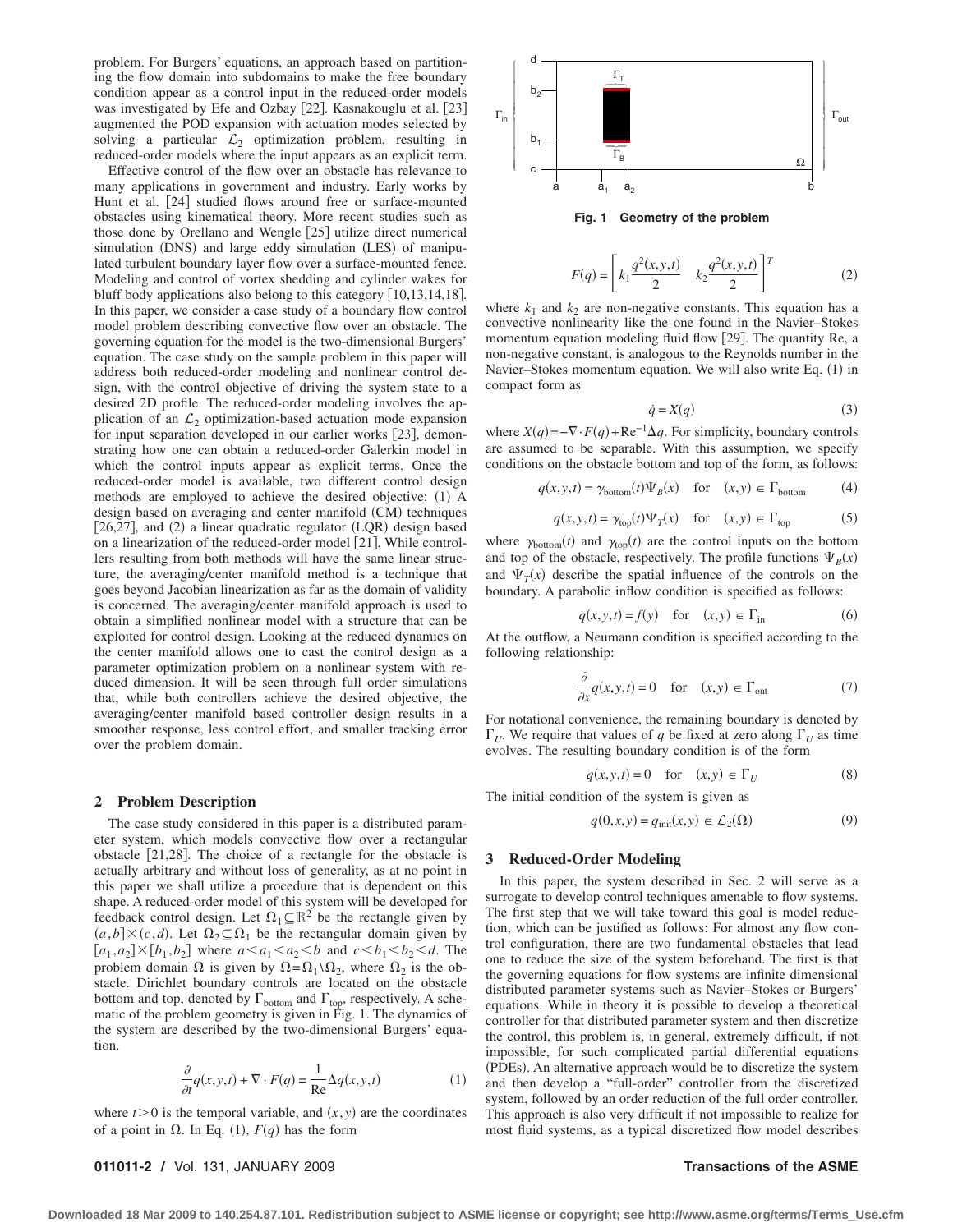problem. For Burgers' equations, an approach based on partitioning the flow domain into subdomains to make the free boundary condition appear as a control input in the reduced-order models was investigated by Efe and Ozbay [22]. Kasnakoglu et al. [23] augmented the POD expansion with actuation modes selected by solving a particular $\mathcal{L}_2$ optimization problem, resulting in reduced-order models where the input appears as an explicit term.

Effective control of the flow over an obstacle has relevance to many applications in government and industry. Early works by Hunt et al. [24] studied flows around free or surface-mounted obstacles using kinematical theory. More recent studies such as those done by Orellano and Wengle [25] utilize direct numerical simulation (DNS) and large eddy simulation (LES) of manipulated turbulent boundary layer flow over a surface-mounted fence. Modeling and control of vortex shedding and cylinder wakes for bluff body applications also belong to this category [10,13,14,18]. In this paper, we consider a case study of a boundary flow control model problem describing convective flow over an obstacle. The governing equation for the model is the two-dimensional Burgers' equation. The case study on the sample problem in this paper will address both reduced-order modeling and nonlinear control design, with the control objective of driving the system state to a desired 2D profile. The reduced-order modeling involves the application of an $\mathcal{L}_2$ optimization-based actuation mode expansion for input separation developed in our earlier works [23], demonstrating how one can obtain a reduced-order Galerkin model in which the control inputs appear as explicit terms. Once the reduced-order model is available, two different control design methods are employed to achieve the desired objective: (1) A design based on averaging and center manifold (CM) techniques [26,27], and (2) a linear quadratic regulator (LQR) design based on a linearization of the reduced-order model [21]. While controllers resulting from both methods will have the same linear structure, the averaging/center manifold method is a technique that goes beyond Jacobian linearization as far as the domain of validity is concerned. The averaging/center manifold approach is used to obtain a simplified nonlinear model with a structure that can be exploited for control design. Looking at the reduced dynamics on the center manifold allows one to cast the control design as a parameter optimization problem on a nonlinear system with reduced dimension. It will be seen through full order simulations that, while both controllers achieve the desired objective, the averaging/center manifold based controller design results in a smoother response, less control effort, and smaller tracking error over the problem domain.

## 2 Problem Description

The case study considered in this paper is a distributed parameter system, which models convective flow over a rectangular obstacle [21,28]. The choice of a rectangle for the obstacle is actually arbitrary and without loss of generality, as at no point in this paper we shall utilize a procedure that is dependent on this shape. A reduced-order model of this system will be developed for feedback control design. Let $\Omega_1 \subseteq \mathbb{R}^2$ be the rectangle given by $(a,b)\times(c,d)$. Let $\Omega_2 \subseteq \Omega_1$ be the rectangular domain given by $[a_1,a_2]\times[b_1,b_2]$ where $a<a_1<a_2<b$ and $c<b_1<b_2<d$. The problem domain $\Omega$ is given by $\Omega=\Omega_1\setminus\Omega_2$, where $\Omega_2$ is the obstacle. Dirichlet boundary controls are located on the obstacle bottom and top, denoted by $\Gamma_{\text{bottom}}$ and $\Gamma_{\text{top}}$, respectively. A schematic of the problem geometry is given in Fig. 1. The dynamics of the system are described by the two-dimensional Burgers' equation.

$$\frac{\partial}{\partial t}q(x,y,t) + \nabla \cdot F(q) = \frac{1}{\text{Re}}\Delta q(x,y,t) \tag{1}$$

where $t>0$ is the temporal variable, and $(x,y)$ are the coordinates of a point in $\Omega$. In Eq. (1), $F(q)$ has the form

**Fig. 1 Geometry of the problem**

$$F(q) = \left[ k_1 \frac{q^2(x,y,t)}{2} \quad k_2 \frac{q^2(x,y,t)}{2} \right]^T \tag{2}$$

where $k_1$ and $k_2$ are non-negative constants. This equation has a convective nonlinearity like the one found in the Navier–Stokes momentum equation modeling fluid flow [29]. The quantity Re, a non-negative constant, is analogous to the Reynolds number in the Navier–Stokes momentum equation. We will also write Eq. (1) in compact form as

$$\dot{q} = X(q) \tag{3}$$

where $X(q)=-\nabla\cdot F(q)+\text{Re}^{-1}\Delta q$. For simplicity, boundary controls are assumed to be separable. With this assumption, we specify conditions on the obstacle bottom and top of the form, as follows:

$$q(x,y,t) = \gamma_{\text{bottom}}(t)\Psi_B(x) \quad \text{for} \quad (x,y) \in \Gamma_{\text{bottom}} \tag{4}$$

$$q(x,y,t) = \gamma_{\text{top}}(t)\Psi_T(x) \quad \text{for} \quad (x,y) \in \Gamma_{\text{top}} \tag{5}$$

where $\gamma_{\text{bottom}}(t)$ and $\gamma_{\text{top}}(t)$ are the control inputs on the bottom and top of the obstacle, respectively. The profile functions $\Psi_B(x)$ and $\Psi_T(x)$ describe the spatial influence of the controls on the boundary. A parabolic inflow condition is specified as follows:

$$q(x,y,t) = f(y) \quad \text{for} \quad (x,y) \in \Gamma_{\text{in}} \tag{6}$$

At the outflow, a Neumann condition is specified according to the following relationship:

$$\frac{\partial}{\partial x}q(x,y,t) = 0 \quad \text{for} \quad (x,y) \in \Gamma_{\text{out}} \tag{7}$$

For notational convenience, the remaining boundary is denoted by $\Gamma_U$. We require that values of $q$ be fixed at zero along $\Gamma_U$ as time evolves. The resulting boundary condition is of the form

$$q(x,y,t) = 0 \quad \text{for} \quad (x,y) \in \Gamma_U \tag{8}$$

The initial condition of the system is given as

$$q(0,x,y) = q_{\text{init}}(x,y) \in \mathcal{L}_2(\Omega) \tag{9}$$

## 3 Reduced-Order Modeling

In this paper, the system described in Sec. 2 will serve as a surrogate to develop control techniques amenable to flow systems. The first step that we will take toward this goal is model reduction, which can be justified as follows: For almost any flow control configuration, there are two fundamental obstacles that lead one to reduce the size of the system beforehand. The first is that the governing equations for flow systems are infinite dimensional distributed parameter systems such as Navier–Stokes or Burgers' equations. While in theory it is possible to develop a theoretical controller for that distributed parameter system and then discretize the control, this problem is, in general, extremely difficult, if not impossible, for such complicated partial differential equations (PDEs). An alternative approach would be to discretize the system and then develop a "full-order" controller from the discretized system, followed by an order reduction of the full order controller. This approach is also very difficult if not impossible to realize for most fluid systems, as a typical discretized flow model describes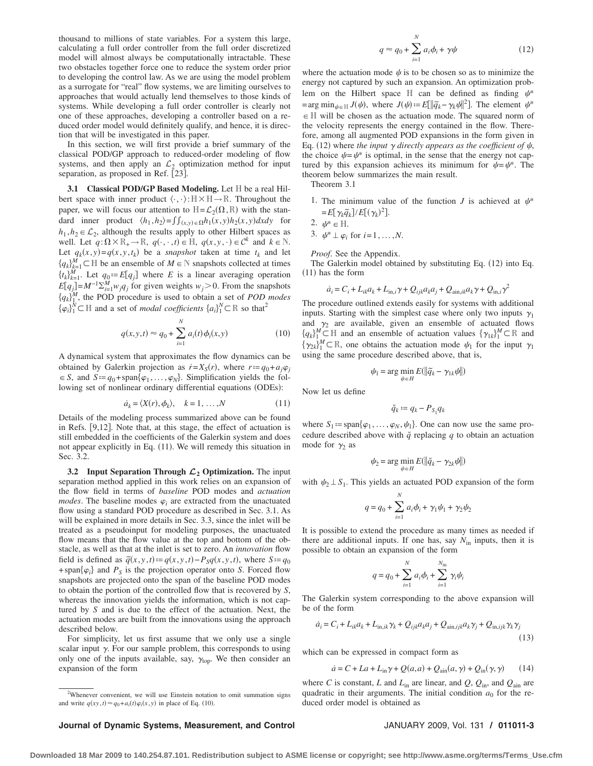thousand to millions of state variables. For a system this large, calculating a full order controller from the full order discretized model will almost always be computationally intractable. These two obstacles together force one to reduce the system order prior to developing the control law. As we are using the model problem as a surrogate for "real" flow systems, we are limiting ourselves to approaches that would actually lend themselves to those kinds of systems. While developing a full order controller is clearly not one of these approaches, developing a controller based on a reduced order model would definitely qualify, and hence, it is direction that will be investigated in this paper.

In this section, we will first provide a brief summary of the classical POD/GP approach to reduced-order modeling of flow systems, and then apply an $\mathcal{L}_2$ optimization method for input separation, as proposed in Ref. [23].

**3.1 Classical POD/GP Based Modeling.** Let $\mathbb{H}$ be a real Hilbert space with inner product $\langle\cdot,\cdot\rangle:\mathbb{H}\times\mathbb{H}\to\mathbb{R}$. Throughout the paper, we will focus our attention to $\mathbb{H}=\mathcal{L}_2(\Omega,\mathbb{R})$ with the standard inner product $\langle h_1,h_2\rangle=\iint_{(x,y)\in\Omega}h_1(x,y)h_2(x,y)dxdy$ for $h_1,h_2\in\mathcal{L}_2$, although the results apply to other Hilbert spaces as well. Let $q:\Omega\times\mathbb{R}_+\to\mathbb{R}$, $q(\cdot,\cdot,t)\in\mathbb{H}$, $q(x,y,\cdot)\in\mathcal{C}^k$ and $k\in\mathbb{N}$. Let $q_k(x,y)=q(x,y,t_k)$ be a *snapshot* taken at time $t_k$ and let $\{q_k\}_{k=1}^M\subset\mathbb{H}$ be an ensemble of $M\in\mathbb{N}$ snapshots collected at times $\{t_k\}_{k=1}^M$. Let $q_0:=E[q_j]$ where $E$ is a linear averaging operation $E[q_j]=M^{-1}\Sigma_{i=1}^M w_j q_j$ for given weights $w_j>0$. From the snapshots $\{q_k\}_1^M$, the POD procedure is used to obtain a set of *POD modes* $\{\varphi_i\}_1^N\subset\mathbb{H}$ and a set of *modal coefficients* $\{a_i\}_1^N\subset\mathbb{R}$ so that[2]

$$q(x,y,t)\approx q_0+\sum_{i=1}^N a_i(t)\phi_i(x,y) \tag{10}$$

A dynamical system that approximates the flow dynamics can be obtained by Galerkin projection as $\dot{r}=X_S(r)$, where $r:=q_0+a_j\varphi_j\in S$, and $S:=q_0+\text{span}\{\varphi_1,\ldots,\varphi_N\}$. Simplification yields the following set of nonlinear ordinary differential equations (ODEs):

$$\dot{a}_k=\langle X(r),\phi_k\rangle,\quad k=1,\ldots,N \tag{11}$$

Details of the modeling process summarized above can be found in Refs. [9,12]. Note that, at this stage, the effect of actuation is still embedded in the coefficients of the Galerkin system and does not appear explicitly in Eq. (11). We will remedy this situation in Sec. 3.2.

**3.2 Input Separation Through $\mathcal{L}_2$ Optimization.** The input separation method applied in this work relies on an expansion of the flow field in terms of *baseline* POD modes and *actuation modes*. The baseline modes $\varphi_i$ are extracted from the unactuated flow using a standard POD procedure as described in Sec. 3.1. As will be explained in more details in Sec. 3.3, since the inlet will be treated as a pseudoinput for modeling purposes, the unactuated flow means that the flow value at the top and bottom of the obstacle, as well as that at the inlet is set to zero. An *innovation* flow field is defined as $\tilde{q}(x,y,t):=q(x,y,t)-P_Sq(x,y,t)$, where $S:=q_0+\text{span}\{\varphi_i\}$ and $P_S$ is the projection operator onto $S$. Forced flow snapshots are projected onto the span of the baseline POD modes to obtain the portion of the controlled flow that is recovered by $S$, whereas the innovation yields the information, which is not captured by $S$ and is due to the effect of the actuation. Next, the actuation modes are built from the innovations using the approach described below.

For simplicity, let us first assume that we only use a single scalar input $\gamma$. For our sample problem, this corresponds to using only one of the inputs available, say, $\gamma_{\text{top}}$. We then consider an expansion of the form

$$q\approx q_0+\sum_{i=1}^N a_i\phi_i+\gamma\psi \tag{12}$$

where the actuation mode $\psi$ is to be chosen so as to minimize the energy not captured by such an expansion. An optimization problem on the Hilbert space $\mathbb{H}$ can be defined as finding $\psi^*=\arg\min_{\psi\in\mathbb{H}}J(\psi)$, where $J(\psi):=E[\|\tilde{q}_k-\gamma_k\psi\|^2]$. The element $\psi^*\in\mathbb{H}$ will be chosen as the actuation mode. The squared norm of the velocity represents the energy contained in the flow. Therefore, among all augmented POD expansions in the form given in Eq. (12) where *the input $\gamma$ directly appears as the coefficient of $\psi$*, the choice $\psi=\psi^*$ is optimal, in the sense that the energy not captured by this expansion achieves its minimum for $\psi=\psi^*$. The theorem below summarizes the main result.

Theorem 3.1

1. The minimum value of the function $J$ is achieved at $\psi^*=E[\gamma_k\tilde{q}_k]/E[(\gamma_k)^2]$.
2. $\psi^*\in\mathbb{H}$.
3. $\psi^*\perp\varphi_i$ for $i=1,\ldots,N$.

*Proof.* See the Appendix.

The Galerkin model obtained by substituting Eq. (12) into Eq. (11) has the form

$$\dot{a}_i=C_i+L_{ik}a_k+L_{\text{in},i}\gamma+Q_{ijk}a_ka_j+Q_{\text{ain},ik}a_k\gamma+Q_{\text{in},i}\gamma^2$$

The procedure outlined extends easily for systems with additional inputs. Starting with the simplest case where only two inputs $\gamma_1$ and $\gamma_2$ are available, given an ensemble of actuated flows $\{q_k\}_1^M\subset\mathbb{H}$ and an ensemble of actuation values $\{\gamma_{1k}\}_1^M\subset\mathbb{R}$ and $\{\gamma_{2k}\}_1^M\subset\mathbb{R}$, one obtains the actuation mode $\psi_1$ for the input $\gamma_1$ using the same procedure described above, that is,

$$\psi_1=\arg\min_{\psi\in H}E(\|\tilde{q}_k-\gamma_{1k}\psi\|)$$

Now let us define

$$\check{q}_k:=q_k-P_{S_1}q_k$$

where $S_1:=\text{span}\{\varphi_1,\ldots,\varphi_N,\psi_1\}$. One can now use the same procedure described above with $\check{q}$ replacing $q$ to obtain an actuation mode for $\gamma_2$ as

$$\psi_2=\arg\min_{\psi\in H}E(\|\check{q}_k-\gamma_{2k}\psi\|)$$

with $\psi_2\perp S_1$. This yields an actuated POD expansion of the form

$$q=q_0+\sum_{i=1}^N a_i\phi_i+\gamma_1\psi_1+\gamma_2\psi_2$$

It is possible to extend the procedure as many times as needed if there are additional inputs. If one has, say $N_{\text{in}}$ inputs, then it is possible to obtain an expansion of the form

$$q=q_0+\sum_{i=1}^N a_i\phi_i+\sum_{i=1}^{N_{\text{in}}}\gamma_i\psi_i$$

The Galerkin system corresponding to the above expansion will be of the form

$$\dot{a}_i=C_i+L_{ik}a_k+L_{\text{in},ik}\gamma_k+Q_{ijk}a_ka_j+Q_{\text{ain},ijk}a_k\gamma_j+Q_{\text{in},ijk}\gamma_k\gamma_j \tag{13}$$

which can be expressed in compact form as

$$\dot{a}=C+La+L_{\text{in}}\gamma+Q(a,a)+Q_{\text{ain}}(a,\gamma)+Q_{\text{in}}(\gamma,\gamma) \tag{14}$$

where $C$ is constant, $L$ and $L_{\text{in}}$ are linear, and $Q$, $Q_{\text{in}}$, and $Q_{\text{ain}}$ are quadratic in their arguments. The initial condition $a_0$ for the reduced order model is obtained as

[2] Whenever convenient, we will use Einstein notation to omit summation signs and write $q(xy,t)\approx q_0+a_i(t)\varphi_i(x,y)$ in place of Eq. (10).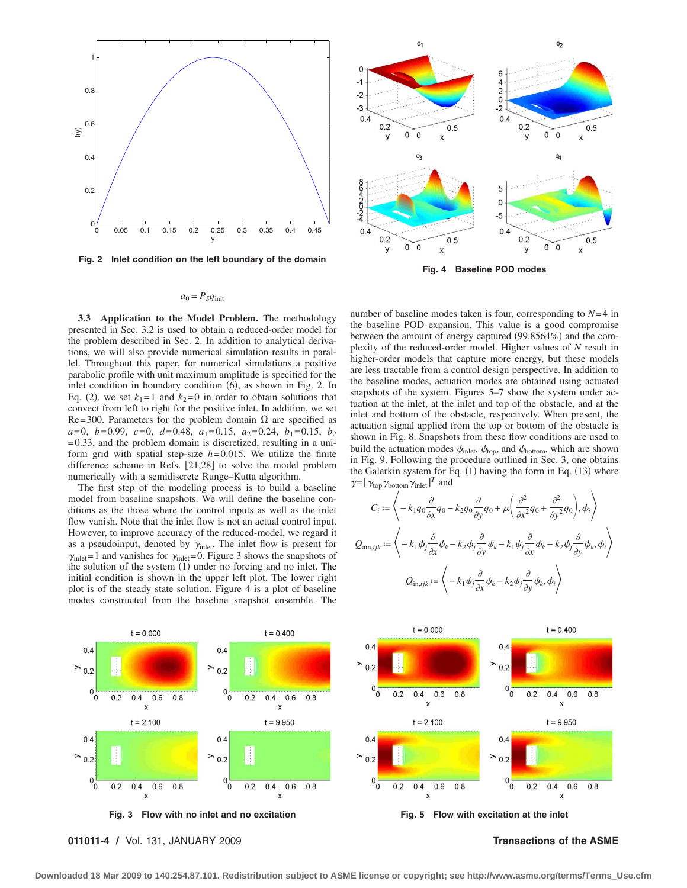Fig. 2 Inlet condition on the left boundary of the domain

Fig. 4 Baseline POD modes

$$a_0 = P_S q_{\text{init}}$$

**3.3 Application to the Model Problem.** The methodology presented in Sec. 3.2 is used to obtain a reduced-order model for the problem described in Sec. 2. In addition to analytical derivations, we will also provide numerical simulation results in parallel. Throughout this paper, for numerical simulations a positive parabolic profile with unit maximum amplitude is specified for the inlet condition in boundary condition (6), as shown in Fig. 2. In Eq. (2), we set $k_1=1$ and $k_2=0$ in order to obtain solutions that convect from left to right for the positive inlet. In addition, we set Re=300. Parameters for the problem domain $\Omega$ are specified as $a=0$, $b=0.99$, $c=0$, $d=0.48$, $a_1=0.15$, $a_2=0.24$, $b_1=0.15$, $b_2=0.33$, and the problem domain is discretized, resulting in a uniform grid with spatial step-size $h=0.015$. We utilize the finite difference scheme in Refs. [21,28] to solve the model problem numerically with a semidiscrete Runge–Kutta algorithm.

The first step of the modeling process is to build a baseline model from baseline snapshots. We will define the baseline conditions as the those where the control inputs as well as the inlet flow vanish. Note that the inlet flow is not an actual control input. However, to improve accuracy of the reduced-model, we regard it as a pseudoinput, denoted by $\gamma_{\text{inlet}}$. The inlet flow is present for $\gamma_{\text{inlet}}=1$ and vanishes for $\gamma_{\text{inlet}}=0$. Figure 3 shows the snapshots of the solution of the system (1) under no forcing and no inlet. The initial condition is shown in the upper left plot. The lower right plot is of the steady state solution. Figure 4 is a plot of baseline modes constructed from the baseline snapshot ensemble. The number of baseline modes taken is four, corresponding to $N=4$ in the baseline POD expansion. This value is a good compromise between the amount of energy captured (99.8564%) and the complexity of the reduced-order model. Higher values of $N$ result in higher-order models that capture more energy, but these models are less tractable from a control design perspective. In addition to the baseline modes, actuation modes are obtained using actuated snapshots of the system. Figures 5–7 show the system under actuation at the inlet, at the inlet and top of the obstacle, and at the inlet and bottom of the obstacle, respectively. When present, the actuation signal applied from the top or bottom of the obstacle is shown in Fig. 8. Snapshots from these flow conditions are used to build the actuation modes $\psi_{\text{inlet}}$, $\psi_{\text{top}}$, and $\psi_{\text{bottom}}$, which are shown in Fig. 9. Following the procedure outlined in Sec. 3, one obtains the Galerkin system for Eq. (1) having the form in Eq. (13) where $\gamma=[\gamma_{\text{top}}\gamma_{\text{bottom}}\gamma_{\text{inlet}}]^T$ and

$$C_i := \left\langle -k_1 q_0 \frac{\partial}{\partial x} q_0 - k_2 q_0 \frac{\partial}{\partial y} q_0 + \mu\left(\frac{\partial^2}{\partial x^2} q_0 + \frac{\partial^2}{\partial y^2} q_0\right), \phi_i \right\rangle$$

$$Q_{\text{ain},ijk} := \left\langle -k_1 \phi_j \frac{\partial}{\partial x}\psi_k - k_2 \phi_j \frac{\partial}{\partial y}\psi_k - k_1 \psi_j \frac{\partial}{\partial x}\phi_k - k_2 \psi_j \frac{\partial}{\partial y}\phi_k, \phi_i \right\rangle$$

$$Q_{\text{in},ijk} := \left\langle -k_1 \psi_j \frac{\partial}{\partial x}\psi_k - k_2 \psi_j \frac{\partial}{\partial y}\psi_k, \phi_i \right\rangle$$

Fig. 3 Flow with no inlet and no excitation

Fig. 5 Flow with excitation at the inlet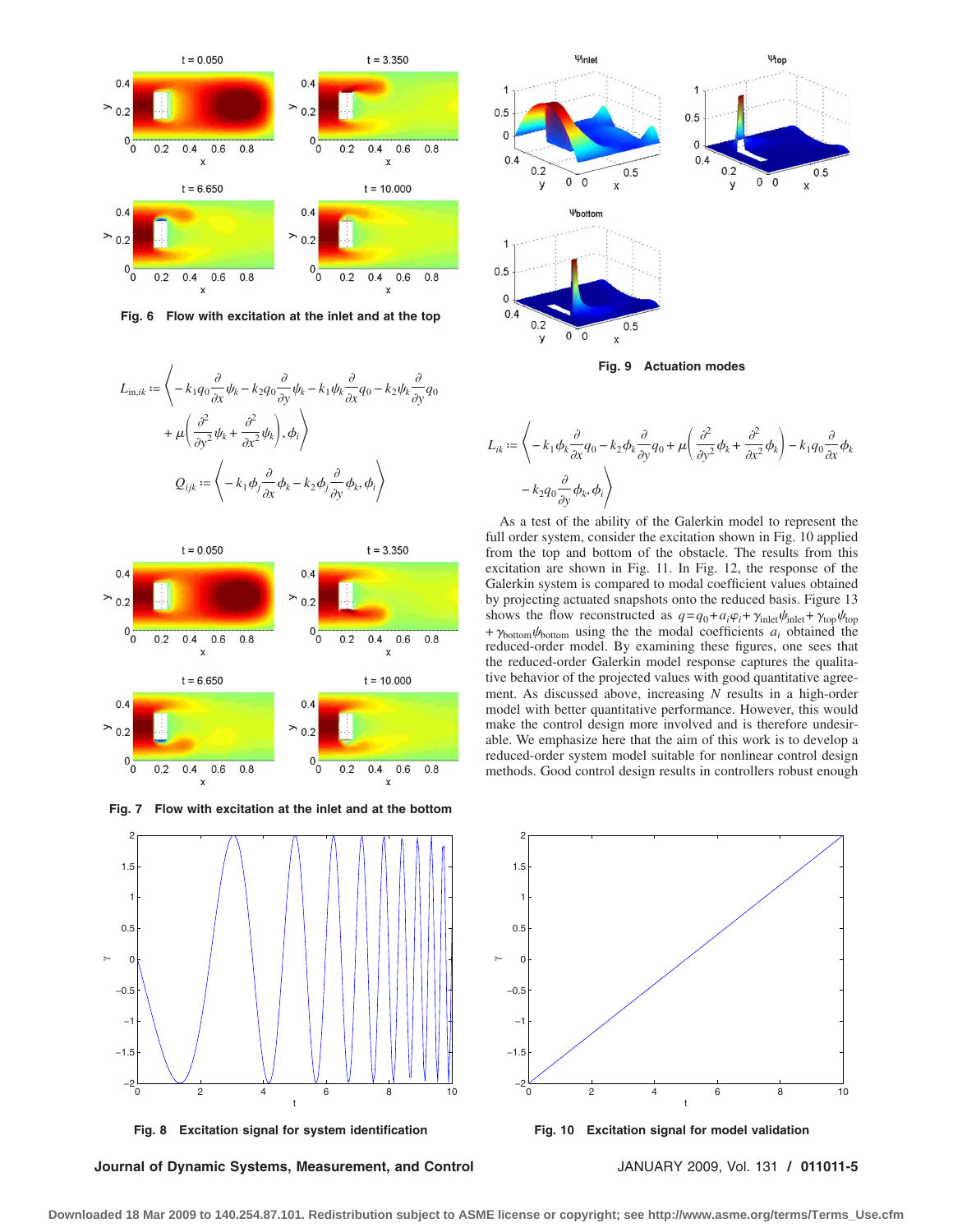Fig. 6 Flow with excitation at the inlet and at the top

$$L_{\mathrm{in},ik} := \left\langle -k_1 q_0 \frac{\partial}{\partial x}\psi_k - k_2 q_0 \frac{\partial}{\partial y}\psi_k - k_1 \psi_k \frac{\partial}{\partial x} q_0 - k_2 \psi_k \frac{\partial}{\partial y} q_0 + \mu\left(\frac{\partial^2}{\partial y^2}\psi_k + \frac{\partial^2}{\partial x^2}\psi_k\right), \phi_i \right\rangle$$

$$Q_{ijk} := \left\langle -k_1 \phi_j \frac{\partial}{\partial x}\phi_k - k_2 \phi_j \frac{\partial}{\partial y}\phi_k, \phi_i \right\rangle$$

Fig. 7 Flow with excitation at the inlet and at the bottom

Fig. 8 Excitation signal for system identification

Fig. 9 Actuation modes

$$L_{ik} := \left\langle -k_1 \phi_k \frac{\partial}{\partial x} q_0 - k_2 \phi_k \frac{\partial}{\partial y} q_0 + \mu\left(\frac{\partial^2}{\partial y^2}\phi_k + \frac{\partial^2}{\partial x^2}\phi_k\right) - k_1 q_0 \frac{\partial}{\partial x}\phi_k - k_2 q_0 \frac{\partial}{\partial y}\phi_k, \phi_i \right\rangle$$

As a test of the ability of the Galerkin model to represent the full order system, consider the excitation shown in Fig. 10 applied from the top and bottom of the obstacle. The results from this excitation are shown in Fig. 11. In Fig. 12, the response of the Galerkin system is compared to modal coefficient values obtained by projecting actuated snapshots onto the reduced basis. Figure 13 shows the flow reconstructed as $q = q_0 + a_i \varphi_i + \gamma_{\mathrm{inlet}} \psi_{\mathrm{inlet}} + \gamma_{\mathrm{top}} \psi_{\mathrm{top}} + \gamma_{\mathrm{bottom}} \psi_{\mathrm{bottom}}$ using the the modal coefficients $a_i$ obtained the reduced-order model. By examining these figures, one sees that the reduced-order Galerkin model response captures the qualitative behavior of the projected values with good quantitative agreement. As discussed above, increasing $N$ results in a high-order model with better quantitative performance. However, this would make the control design more involved and is therefore undesirable. We emphasize here that the aim of this work is to develop a reduced-order system model suitable for nonlinear control design methods. Good control design results in controllers robust enough

Fig. 10 Excitation signal for model validation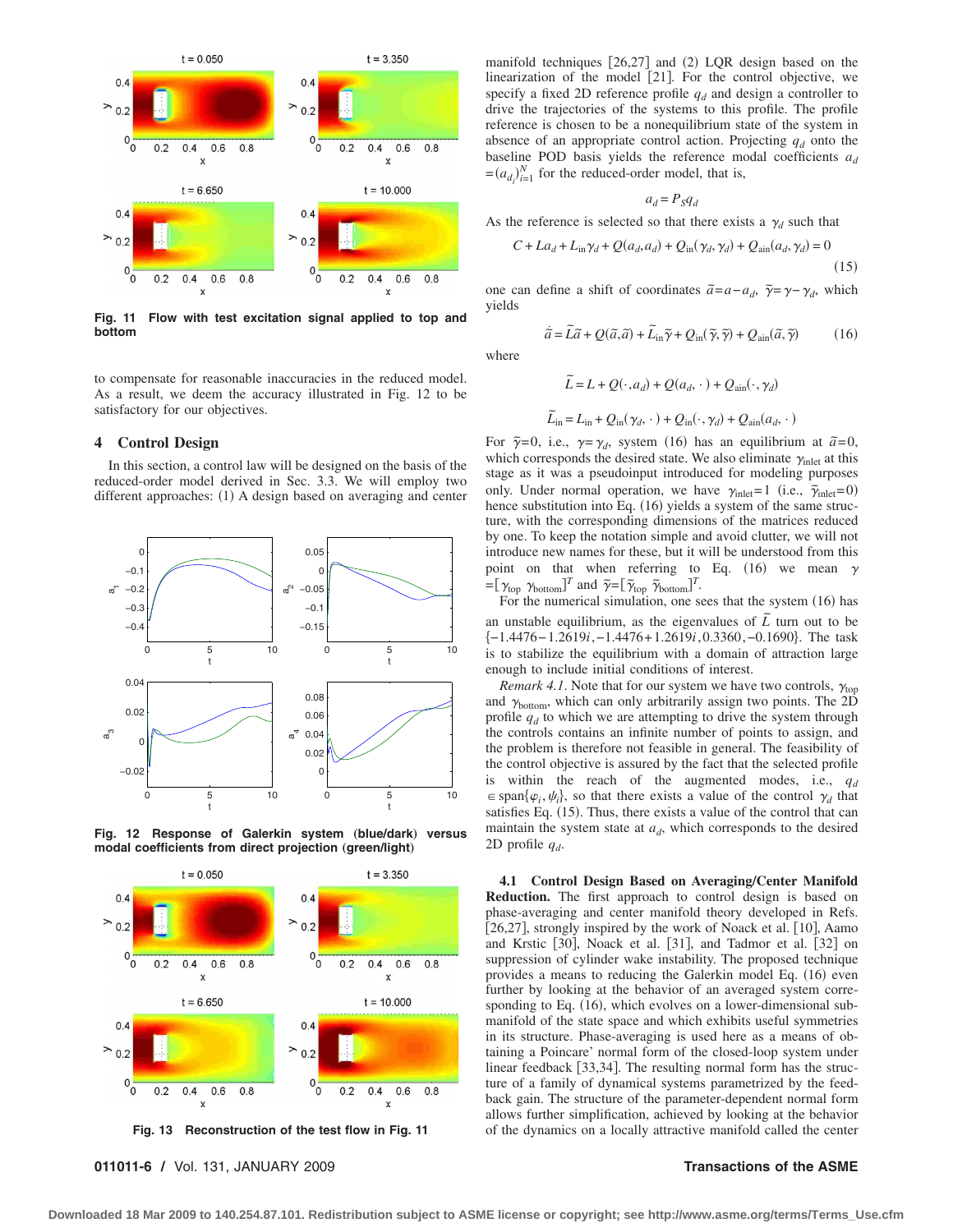Fig. 11 Flow with test excitation signal applied to top and bottom

to compensate for reasonable inaccuracies in the reduced model. As a result, we deem the accuracy illustrated in Fig. 12 to be satisfactory for our objectives.

## 4 Control Design

In this section, a control law will be designed on the basis of the reduced-order model derived in Sec. 3.3. We will employ two different approaches: (1) A design based on averaging and center manifold techniques [26,27] and (2) LQR design based on the linearization of the model [21]. For the control objective, we specify a fixed 2D reference profile $q_d$ and design a controller to drive the trajectories of the systems to this profile. The profile reference is chosen to be a nonequilibrium state of the system in absence of an appropriate control action. Projecting $q_d$ onto the baseline POD basis yields the reference modal coefficients $a_d = (a_{d_i})_{i=1}^{N}$ for the reduced-order model, that is,

$$a_d = P_S q_d$$

As the reference is selected so that there exists a $\gamma_d$ such that

$$C + La_d + L_{\text{in}}\gamma_d + Q(a_d, a_d) + Q_{\text{in}}(\gamma_d, \gamma_d) + Q_{\text{ain}}(a_d, \gamma_d) = 0 \tag{15}$$

one can define a shift of coordinates $\tilde{a} = a - a_d$, $\tilde{\gamma} = \gamma - \gamma_d$, which yields

$$\dot{\tilde{a}} = \tilde{L}\tilde{a} + Q(\tilde{a}, \tilde{a}) + \tilde{L}_{\text{in}}\tilde{\gamma} + Q_{\text{in}}(\tilde{\gamma}, \tilde{\gamma}) + Q_{\text{ain}}(\tilde{a}, \tilde{\gamma}) \tag{16}$$

where

$$\tilde{L} = L + Q(\cdot, a_d) + Q(a_d, \cdot) + Q_{\text{ain}}(\cdot, \gamma_d)$$

$$\tilde{L}_{\text{in}} = L_{\text{in}} + Q_{\text{in}}(\gamma_d, \cdot) + Q_{\text{in}}(\cdot, \gamma_d) + Q_{\text{ain}}(a_d, \cdot)$$

For $\tilde{\gamma} = 0$, i.e., $\gamma = \gamma_d$, system (16) has an equilibrium at $\tilde{a} = 0$, which corresponds the desired state. We also eliminate $\gamma_{\text{inlet}}$ at this stage as it was a pseudoinput introduced for modeling purposes only. Under normal operation, we have $\gamma_{\text{inlet}} = 1$ (i.e., $\tilde{\gamma}_{\text{inlet}} = 0$) hence substitution into Eq. (16) yields a system of the same structure, with the corresponding dimensions of the matrices reduced by one. To keep the notation simple and avoid clutter, we will not introduce new names for these, but it will be understood from this point on that when referring to Eq. (16) we mean $\gamma = [\gamma_{\text{top}}\ \gamma_{\text{bottom}}]^T$ and $\tilde{\gamma} = [\tilde{\gamma}_{\text{top}}\ \tilde{\gamma}_{\text{bottom}}]^T$.

For the numerical simulation, one sees that the system (16) has an unstable equilibrium, as the eigenvalues of $\tilde{L}$ turn out to be $\{-1.4476 - 1.2619i, -1.4476 + 1.2619i, 0.3360, -0.1690\}$. The task is to stabilize the equilibrium with a domain of attraction large enough to include initial conditions of interest.

*Remark 4.1*. Note that for our system we have two controls, $\gamma_{\text{top}}$ and $\gamma_{\text{bottom}}$, which can only arbitrarily assign two points. The 2D profile $q_d$ to which we are attempting to drive the system through the controls contains an infinite number of points to assign, and the problem is therefore not feasible in general. The feasibility of the control objective is assured by the fact that the selected profile is within the reach of the augmented modes, i.e., $q_d \in \text{span}\{\varphi_i, \psi_i\}$, so that there exists a value of the control $\gamma_d$ that satisfies Eq. (15). Thus, there exists a value of the control that can maintain the system state at $a_d$, which corresponds to the desired 2D profile $q_d$.

Fig. 12 Response of Galerkin system (blue/dark) versus modal coefficients from direct projection (green/light)

Fig. 13 Reconstruction of the test flow in Fig. 11

### 4.1 Control Design Based on Averaging/Center Manifold Reduction.

The first approach to control design is based on phase-averaging and center manifold theory developed in Refs. [26,27], strongly inspired by the work of Noack et al. [10], Aamo and Krstic [30], Noack et al. [31], and Tadmor et al. [32] on suppression of cylinder wake instability. The proposed technique provides a means to reducing the Galerkin model Eq. (16) even further by looking at the behavior of an averaged system corresponding to Eq. (16), which evolves on a lower-dimensional submanifold of the state space and which exhibits useful symmetries in its structure. Phase-averaging is used here as a means of obtaining a Poincare' normal form of the closed-loop system under linear feedback [33,34]. The resulting normal form has the structure of a family of dynamical systems parametrized by the feedback gain. The structure of the parameter-dependent normal form allows further simplification, achieved by looking at the behavior of the dynamics on a locally attractive manifold called the center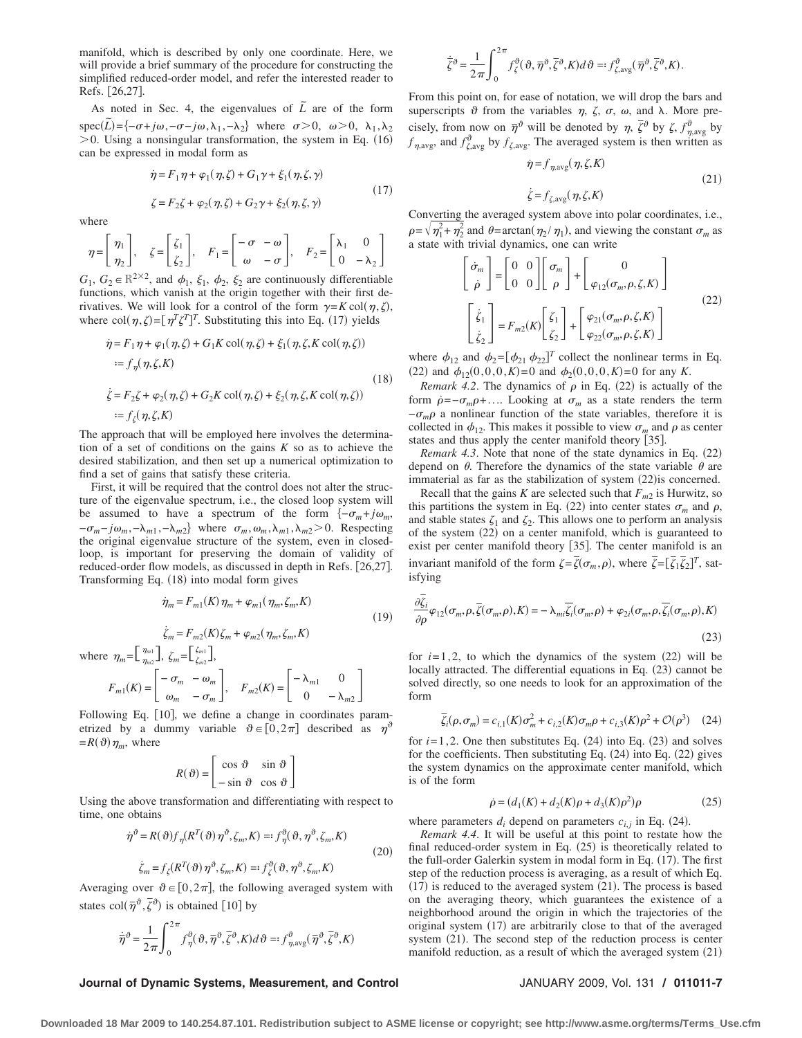manifold, which is described by only one coordinate. Here, we will provide a brief summary of the procedure for constructing the simplified reduced-order model, and refer the interested reader to Refs. [26,27].

As noted in Sec. 4, the eigenvalues of $\tilde{L}$ are of the form $\text{spec}(\tilde{L})=\{-\sigma+j\omega,-\sigma-j\omega,\lambda_1,-\lambda_2\}$ where $\sigma>0$, $\omega>0$, $\lambda_1,\lambda_2>0$. Using a nonsingular transformation, the system in Eq. (16) can be expressed in modal form as

$$
\begin{aligned}
\dot{\eta} &= F_1\eta + \varphi_1(\eta,\zeta) + G_1\gamma + \xi_1(\eta,\zeta,\gamma)\\
\zeta &= F_2\zeta + \varphi_2(\eta,\zeta) + G_2\gamma + \xi_2(\eta,\zeta,\gamma)
\end{aligned}
\tag{17}
$$

where

$$
\eta=\begin{bmatrix}\eta_1\\ \eta_2\end{bmatrix},\quad \zeta=\begin{bmatrix}\zeta_1\\ \zeta_2\end{bmatrix},\quad F_1=\begin{bmatrix}-\sigma & -\omega\\ \omega & -\sigma\end{bmatrix},\quad F_2=\begin{bmatrix}\lambda_1 & 0\\ 0 & -\lambda_2\end{bmatrix}
$$

$G_1$, $G_2\in\mathbb{R}^{2\times 2}$, and $\phi_1$, $\xi_1$, $\phi_2$, $\xi_2$ are continuously differentiable functions, which vanish at the origin together with their first derivatives. We will look for a control of the form $\gamma=K\,\text{col}(\eta,\zeta)$, where $\text{col}(\eta,\zeta)=[\eta^T\zeta^T]^T$. Substituting this into Eq. (17) yields

$$
\begin{aligned}
\dot{\eta} &= F_1\eta + \varphi_1(\eta,\zeta) + G_1K\,\text{col}(\eta,\zeta) + \xi_1(\eta,\zeta,K\,\text{col}(\eta,\zeta))\\
&:= f_\eta(\eta,\zeta,K)\\
\dot{\zeta} &= F_2\zeta + \varphi_2(\eta,\zeta) + G_2K\,\text{col}(\eta,\zeta) + \xi_2(\eta,\zeta,K\,\text{col}(\eta,\zeta))\\
&:= f_\zeta(\eta,\zeta,K)
\end{aligned}
\tag{18}
$$

The approach that will be employed here involves the determination of a set of conditions on the gains $K$ so as to achieve the desired stabilization, and then set up a numerical optimization to find a set of gains that satisfy these criteria.

First, it will be required that the control does not alter the structure of the eigenvalue spectrum, i.e., the closed loop system will be assumed to have a spectrum of the form $\{-\sigma_m+j\omega_m,-\sigma_m-j\omega_m,-\lambda_{m1},-\lambda_{m2}\}$ where $\sigma_m,\omega_m,\lambda_{m1},\lambda_{m2}>0$. Respecting the original eigenvalue structure of the system, even in closed-loop, is important for preserving the domain of validity of reduced-order flow models, as discussed in depth in Refs. [26,27]. Transforming Eq. (18) into modal form gives

$$
\begin{aligned}
\dot{\eta}_m &= F_{m1}(K)\eta_m + \varphi_{m1}(\eta_m,\zeta_m,K)\\
\dot{\zeta}_m &= F_{m2}(K)\zeta_m + \varphi_{m2}(\eta_m,\zeta_m,K)
\end{aligned}
\tag{19}
$$

where $\eta_m=\begin{bmatrix}\eta_{m1}\\ \eta_{m2}\end{bmatrix}$, $\zeta_m=\begin{bmatrix}\zeta_{m1}\\ \zeta_{m2}\end{bmatrix}$,

$$
F_{m1}(K)=\begin{bmatrix}-\sigma_m & -\omega_m\\ \omega_m & -\sigma_m\end{bmatrix},\quad F_{m2}(K)=\begin{bmatrix}-\lambda_{m1} & 0\\ 0 & -\lambda_{m2}\end{bmatrix}
$$

Following Eq. [10], we define a change in coordinates parametrized by a dummy variable $\vartheta\in[0,2\pi]$ described as $\eta^\vartheta=R(\vartheta)\eta_m$, where

$$
R(\vartheta)=\begin{bmatrix}\cos\vartheta & \sin\vartheta\\ -\sin\vartheta & \cos\vartheta\end{bmatrix}
$$

Using the above transformation and differentiating with respect to time, one obtains

$$
\begin{aligned}
\dot{\eta}^\vartheta &= R(\vartheta)f_\eta(R^T(\vartheta)\eta^\vartheta,\zeta_m,K) =: f_\eta^\vartheta(\vartheta,\eta^\vartheta,\zeta_m,K)\\
\dot{\zeta}_m &= f_\zeta(R^T(\vartheta)\eta^\vartheta,\zeta_m,K) =: f_\zeta^\vartheta(\vartheta,\eta^\vartheta,\zeta_m,K)
\end{aligned}
\tag{20}
$$

Averaging over $\vartheta\in[0,2\pi]$, the following averaged system with states $\text{col}(\bar{\eta}^\vartheta,\bar{\zeta}^\vartheta)$ is obtained [10] by

$$
\dot{\bar{\eta}}^\vartheta = \frac{1}{2\pi}\int_0^{2\pi} f_\eta^\vartheta(\vartheta,\bar{\eta}^\vartheta,\bar{\zeta}^\vartheta,K)d\vartheta =: f_{\eta,\text{avg}}^\vartheta(\bar{\eta}^\vartheta,\bar{\zeta}^\vartheta,K)
$$

$$
\dot{\bar{\zeta}}^\vartheta = \frac{1}{2\pi}\int_0^{2\pi} f_\zeta^\vartheta(\vartheta,\bar{\eta}^\vartheta,\bar{\zeta}^\vartheta,K)d\vartheta =: f_{\zeta,\text{avg}}^\vartheta(\bar{\eta}^\vartheta,\bar{\zeta}^\vartheta,K).
$$

From this point on, for ease of notation, we will drop the bars and superscripts $\vartheta$ from the variables $\eta$, $\zeta$, $\sigma$, $\omega$, and $\lambda$. More precisely, from now on $\bar{\eta}^\vartheta$ will be denoted by $\eta$, $\bar{\zeta}^\vartheta$ by $\zeta$, $f_{\eta,\text{avg}}^\vartheta$ by $f_{\eta,\text{avg}}$, and $f_{\zeta,\text{avg}}^\vartheta$ by $f_{\zeta,\text{avg}}$. The averaged system is then written as

$$
\begin{aligned}
\dot{\eta} &= f_{\eta,\text{avg}}(\eta,\zeta,K)\\
\dot{\zeta} &= f_{\zeta,\text{avg}}(\eta,\zeta,K)
\end{aligned}
\tag{21}
$$

Converting the averaged system above into polar coordinates, i.e., $\rho=\sqrt{\eta_1^2+\eta_2^2}$ and $\theta=\arctan(\eta_2/\eta_1)$, and viewing the constant $\sigma_m$ as a state with trivial dynamics, one can write

$$
\begin{aligned}
\begin{bmatrix}\dot{\sigma}_m\\ \dot{\rho}\end{bmatrix} &= \begin{bmatrix}0 & 0\\ 0 & 0\end{bmatrix}\begin{bmatrix}\sigma_m\\ \rho\end{bmatrix} + \begin{bmatrix}0\\ \varphi_{12}(\sigma_m,\rho,\zeta,K)\end{bmatrix}\\
\begin{bmatrix}\dot{\zeta}_1\\ \dot{\zeta}_2\end{bmatrix} &= F_{m2}(K)\begin{bmatrix}\zeta_1\\ \zeta_2\end{bmatrix} + \begin{bmatrix}\varphi_{21}(\sigma_m,\rho,\zeta,K)\\ \varphi_{22}(\sigma_m,\rho,\zeta,K)\end{bmatrix}
\end{aligned}
\tag{22}
$$

where $\phi_{12}$ and $\phi_2=[\phi_{21}\ \phi_{22}]^T$ collect the nonlinear terms in Eq. (22) and $\phi_{12}(0,0,0,K)=0$ and $\phi_2(0,0,0,K)=0$ for any $K$.

*Remark 4.2*. The dynamics of $\rho$ in Eq. (22) is actually of the form $\dot{\rho}=-\sigma_m\rho+\ldots$. Looking at $\sigma_m$ as a state renders the term $-\sigma_m\rho$ a nonlinear function of the state variables, therefore it is collected in $\phi_{12}$. This makes it possible to view $\sigma_m$ and $\rho$ as center states and thus apply the center manifold theory [35].

*Remark 4.3*. Note that none of the state dynamics in Eq. (22) depend on $\theta$. Therefore the dynamics of the state variable $\theta$ are immaterial as far as the stabilization of system (22)is concerned.

Recall that the gains $K$ are selected such that $F_{m2}$ is Hurwitz, so this partitions the system in Eq. (22) into center states $\sigma_m$ and $\rho$, and stable states $\zeta_1$ and $\zeta_2$. This allows one to perform an analysis of the system (22) on a center manifold, which is guaranteed to exist per center manifold theory [35]. The center manifold is an invariant manifold of the form $\zeta=\bar{\zeta}(\sigma_m,\rho)$, where $\bar{\zeta}=[\bar{\zeta}_1\bar{\zeta}_2]^T$, satisfying

$$
\frac{\partial\bar{\zeta}_i}{\partial\rho}\varphi_{12}(\sigma_m,\rho,\bar{\zeta}(\sigma_m,\rho),K) = -\lambda_{mi}\bar{\zeta}_i(\sigma_m,\rho) + \varphi_{2i}(\sigma_m,\rho,\bar{\zeta}_i(\sigma_m,\rho),K)
\tag{23}
$$

for $i=1,2$, to which the dynamics of the system (22) will be locally attracted. The differential equations in Eq. (23) cannot be solved directly, so one needs to look for an approximation of the form

$$
\bar{\zeta}_i(\rho,\sigma_m) = c_{i,1}(K)\sigma_m^2 + c_{i,2}(K)\sigma_m\rho + c_{i,3}(K)\rho^2 + \mathcal{O}(\rho^3)
\tag{24}
$$

for $i=1,2$. One then substitutes Eq. (24) into Eq. (23) and solves for the coefficients. Then substituting Eq. (24) into Eq. (22) gives the system dynamics on the approximate center manifold, which is of the form

$$
\dot{\rho} = (d_1(K) + d_2(K)\rho + d_3(K)\rho^2)\rho
\tag{25}
$$

where parameters $d_i$ depend on parameters $c_{i,j}$ in Eq. (24).

*Remark 4.4*. It will be useful at this point to restate how the final reduced-order system in Eq. (25) is theoretically related to the full-order Galerkin system in modal form in Eq. (17). The first step of the reduction process is averaging, as a result of which Eq. (17) is reduced to the averaged system (21). The process is based on the averaging theory, which guarantees the existence of a neighborhood around the origin in which the trajectories of the original system (17) are arbitrarily close to that of the averaged system (21). The second step of the reduction process is center manifold reduction, as a result of which the averaged system (21)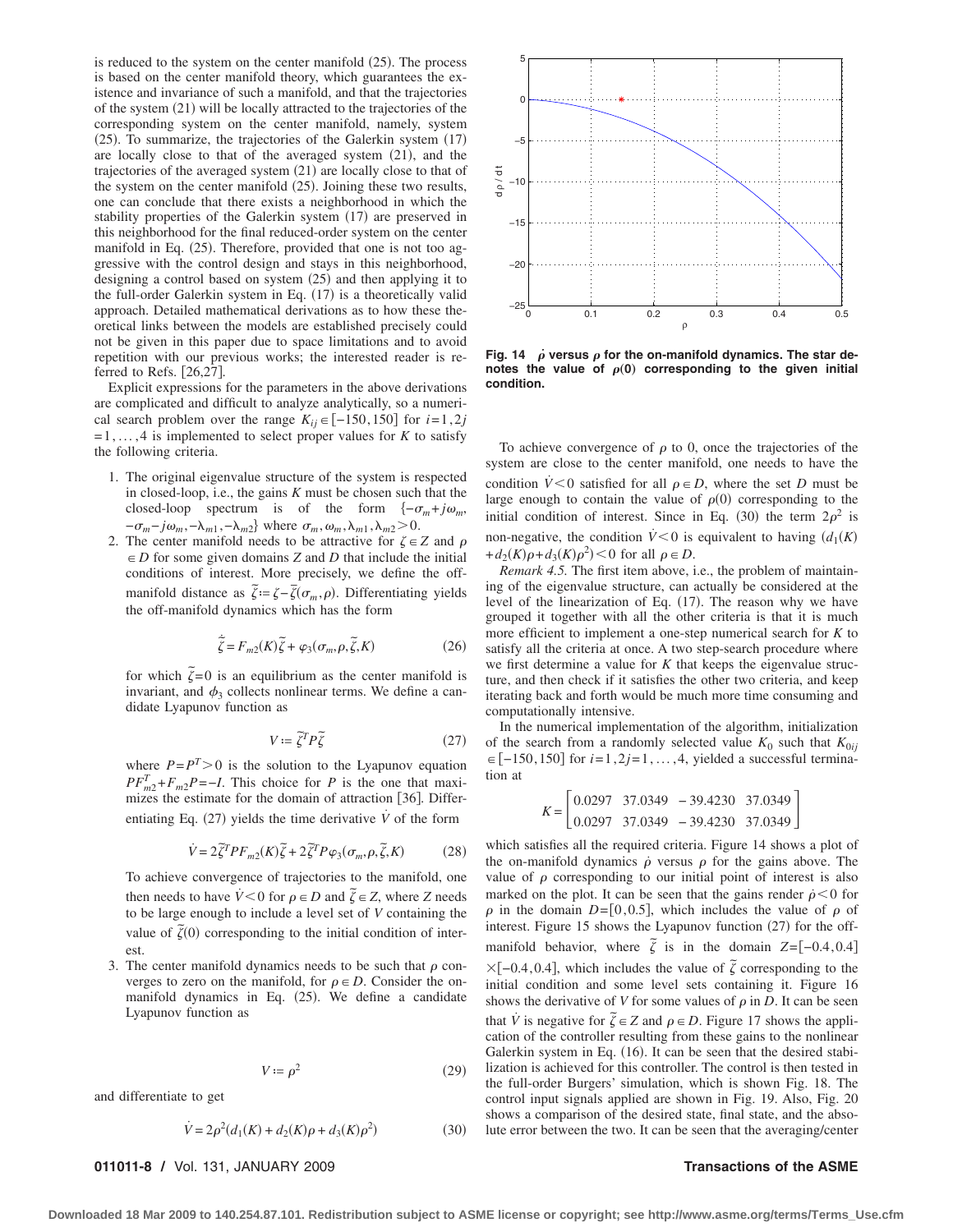is reduced to the system on the center manifold (25). The process is based on the center manifold theory, which guarantees the existence and invariance of such a manifold, and that the trajectories of the system (21) will be locally attracted to the trajectories of the corresponding system on the center manifold, namely, system (25). To summarize, the trajectories of the Galerkin system (17) are locally close to that of the averaged system (21), and the trajectories of the averaged system (21) are locally close to that of the system on the center manifold (25). Joining these two results, one can conclude that there exists a neighborhood in which the stability properties of the Galerkin system (17) are preserved in this neighborhood for the final reduced-order system on the center manifold in Eq. (25). Therefore, provided that one is not too aggressive with the control design and stays in this neighborhood, designing a control based on system (25) and then applying it to the full-order Galerkin system in Eq. (17) is a theoretically valid approach. Detailed mathematical derivations as to how these theoretical links between the models are established precisely could not be given in this paper due to space limitations and to avoid repetition with our previous works; the interested reader is referred to Refs. [26,27].

Explicit expressions for the parameters in the above derivations are complicated and difficult to analyze analytically, so a numerical search problem over the range $K_{ij} \in [-150,150]$ for $i=1,2j=1,\ldots,4$ is implemented to select proper values for $K$ to satisfy the following criteria.

1. The original eigenvalue structure of the system is respected in closed-loop, i.e., the gains $K$ must be chosen such that the closed-loop spectrum is of the form $\{-\sigma_m + j\omega_m, -\sigma_m - j\omega_m, -\lambda_{m1}, -\lambda_{m2}\}$ where $\sigma_m, \omega_m, \lambda_{m1}, \lambda_{m2} > 0$.
2. The center manifold needs to be attractive for $\zeta \in Z$ and $\rho \in D$ for some given domains $Z$ and $D$ that include the initial conditions of interest. More precisely, we define the off-manifold distance as $\tilde{\zeta} := \zeta - \bar{\zeta}(\sigma_m, \rho)$. Differentiating yields the off-manifold dynamics which has the form
$$\dot{\tilde{\zeta}} = F_{m2}(K)\tilde{\zeta} + \varphi_3(\sigma_m, \rho, \tilde{\zeta}, K) \tag{26}$$
for which $\tilde{\zeta}=0$ is an equilibrium as the center manifold is invariant, and $\phi_3$ collects nonlinear terms. We define a candidate Lyapunov function as
$$V := \tilde{\zeta}^T P \tilde{\zeta} \tag{27}$$
where $P=P^T>0$ is the solution to the Lyapunov equation $PF_{m2}^T + F_{m2}P = -I$. This choice for $P$ is the one that maximizes the estimate for the domain of attraction [36]. Differentiating Eq. (27) yields the time derivative $\dot{V}$ of the form
$$\dot{V} = 2\tilde{\zeta}^T P F_{m2}(K)\tilde{\zeta} + 2\tilde{\zeta}^T P \varphi_3(\sigma_m, \rho, \tilde{\zeta}, K) \tag{28}$$
To achieve convergence of trajectories to the manifold, one then needs to have $\dot{V}<0$ for $\rho \in D$ and $\tilde{\zeta} \in Z$, where $Z$ needs to be large enough to include a level set of $V$ containing the value of $\tilde{\zeta}(0)$ corresponding to the initial condition of interest.
3. The center manifold dynamics needs to be such that $\rho$ converges to zero on the manifold, for $\rho \in D$. Consider the on-manifold dynamics in Eq. (25). We define a candidate Lyapunov function as
$$V := \rho^2 \tag{29}$$
and differentiate to get
$$\dot{V} = 2\rho^2(d_1(K) + d_2(K)\rho + d_3(K)\rho^2) \tag{30}$$

**Fig. 14** $\dot{\rho}$ **versus** $\rho$ **for the on-manifold dynamics. The star denotes the value of** $\rho(0)$ **corresponding to the given initial condition.**

To achieve convergence of $\rho$ to 0, once the trajectories of the system are close to the center manifold, one needs to have the condition $\dot{V}<0$ satisfied for all $\rho \in D$, where the set $D$ must be large enough to contain the value of $\rho(0)$ corresponding to the initial condition of interest. Since in Eq. (30) the term $2\rho^2$ is non-negative, the condition $\dot{V}<0$ is equivalent to having $(d_1(K) + d_2(K)\rho + d_3(K)\rho^2) < 0$ for all $\rho \in D$.

*Remark 4.5.* The first item above, i.e., the problem of maintaining of the eigenvalue structure, can actually be considered at the level of the linearization of Eq. (17). The reason why we have grouped it together with all the other criteria is that it is much more efficient to implement a one-step numerical search for $K$ to satisfy all the criteria at once. A two step-search procedure where we first determine a value for $K$ that keeps the eigenvalue structure, and then check if it satisfies the other two criteria, and keep iterating back and forth would be much more time consuming and computationally intensive.

In the numerical implementation of the algorithm, initialization of the search from a randomly selected value $K_0$ such that $K_{0ij} \in [-150,150]$ for $i=1,2j=1,\ldots,4$, yielded a successful termination at

$$K = \begin{bmatrix} 0.0297 & 37.0349 & -39.4230 & 37.0349 \\ 0.0297 & 37.0349 & -39.4230 & 37.0349 \end{bmatrix}$$

which satisfies all the required criteria. Figure 14 shows a plot of the on-manifold dynamics $\dot{\rho}$ versus $\rho$ for the gains above. The value of $\rho$ corresponding to our initial point of interest is also marked on the plot. It can be seen that the gains render $\dot{\rho}<0$ for $\rho$ in the domain $D=[0,0.5]$, which includes the value of $\rho$ of interest. Figure 15 shows the Lyapunov function (27) for the off-manifold behavior, where $\tilde{\zeta}$ is in the domain $Z=[-0.4,0.4] \times [-0.4,0.4]$, which includes the value of $\tilde{\zeta}$ corresponding to the initial condition and some level sets containing it. Figure 16 shows the derivative of $V$ for some values of $\rho$ in $D$. It can be seen that $\dot{V}$ is negative for $\tilde{\zeta} \in Z$ and $\rho \in D$. Figure 17 shows the application of the controller resulting from these gains to the nonlinear Galerkin system in Eq. (16). It can be seen that the desired stabilization is achieved for this controller. The control is then tested in the full-order Burgers' simulation, which is shown Fig. 18. The control input signals applied are shown in Fig. 19. Also, Fig. 20 shows a comparison of the desired state, final state, and the absolute error between the two. It can be seen that the averaging/center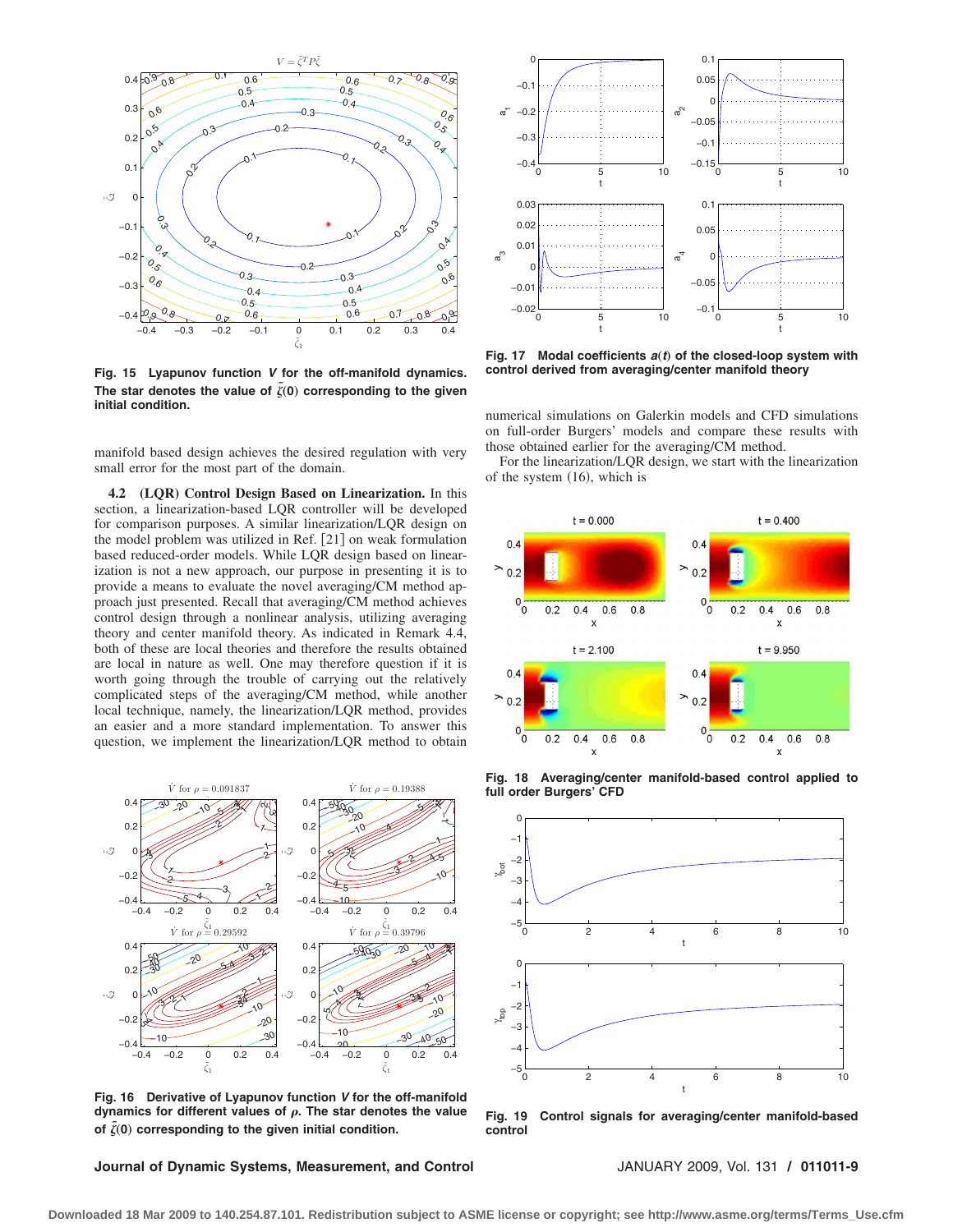Fig. 15 Lyapunov function $V$ for the off-manifold dynamics. The star denotes the value of $\tilde{\zeta}(0)$ corresponding to the given initial condition.

manifold based design achieves the desired regulation with very small error for the most part of the domain.

**4.2 (LQR) Control Design Based on Linearization.** In this section, a linearization-based LQR controller will be developed for comparison purposes. A similar linearization/LQR design on the model problem was utilized in Ref. [21] on weak formulation based reduced-order models. While LQR design based on linearization is not a new approach, our purpose in presenting it is to provide a means to evaluate the novel averaging/CM method approach just presented. Recall that averaging/CM method achieves control design through a nonlinear analysis, utilizing averaging theory and center manifold theory. As indicated in Remark 4.4, both of these are local theories and therefore the results obtained are local in nature as well. One may therefore question if it is worth going through the trouble of carrying out the relatively complicated steps of the averaging/CM method, while another local technique, namely, the linearization/LQR method, provides an easier and a more standard implementation. To answer this question, we implement the linearization/LQR method to obtain numerical simulations on Galerkin models and CFD simulations on full-order Burgers' models and compare these results with those obtained earlier for the averaging/CM method.

For the linearization/LQR design, we start with the linearization of the system (16), which is

Fig. 16 Derivative of Lyapunov function $V$ for the off-manifold dynamics for different values of $\rho$. The star denotes the value of $\tilde{\zeta}(0)$ corresponding to the given initial condition.

Fig. 17 Modal coefficients $\boldsymbol{a}(t)$ of the closed-loop system with control derived from averaging/center manifold theory

Fig. 18 Averaging/center manifold-based control applied to full order Burgers' CFD

Fig. 19 Control signals for averaging/center manifold-based control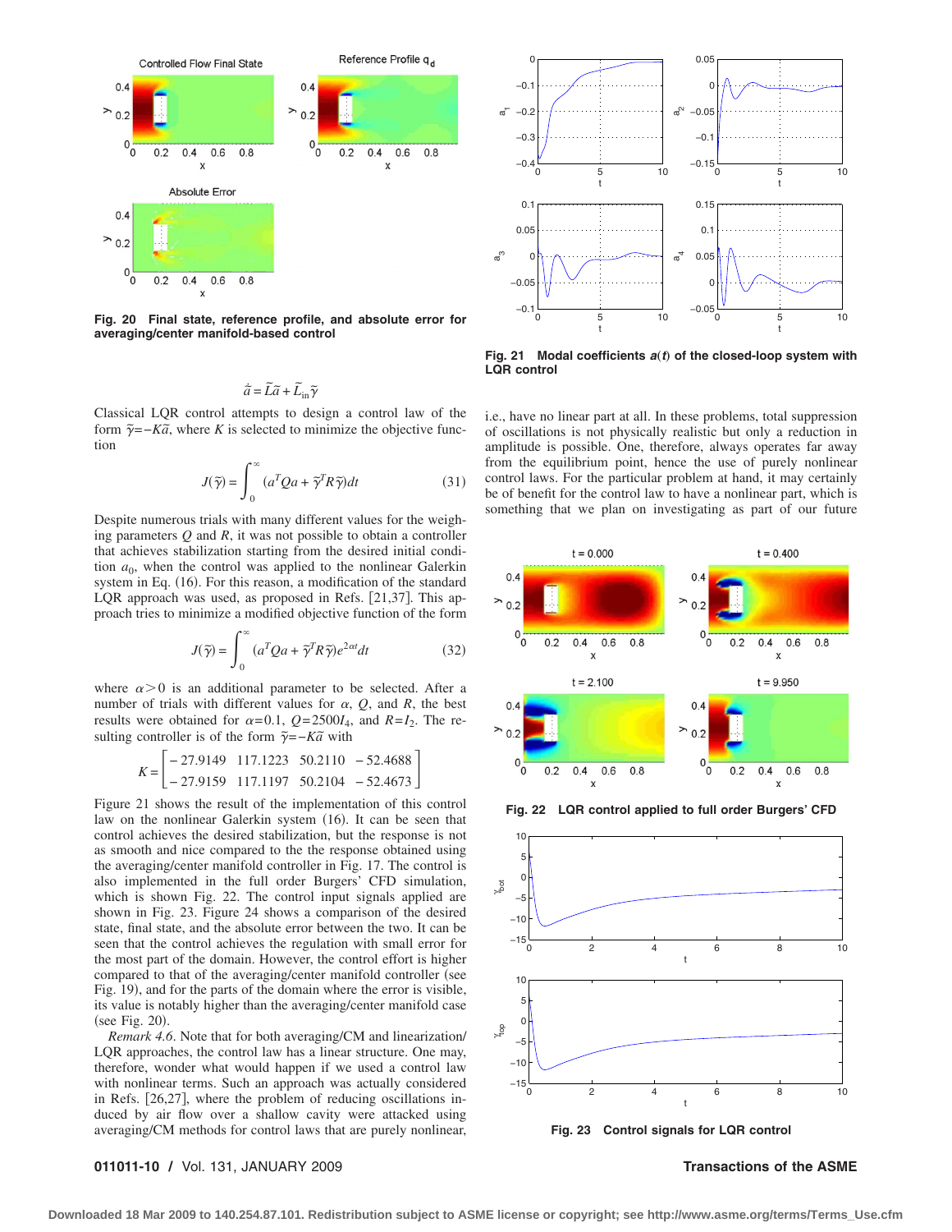Fig. 20 Final state, reference profile, and absolute error for averaging/center manifold-based control

$$\dot{\tilde{a}} = \tilde{L}\tilde{a} + \tilde{L}_{in}\tilde{\gamma}$$

Classical LQR control attempts to design a control law of the form $\tilde{\gamma} = -K\tilde{a}$, where $K$ is selected to minimize the objective function

$$J(\tilde{\gamma}) = \int_0^\infty (a^T Q a + \tilde{\gamma}^T R \tilde{\gamma}) dt \tag{31}$$

Despite numerous trials with many different values for the weighing parameters $Q$ and $R$, it was not possible to obtain a controller that achieves stabilization starting from the desired initial condition $a_0$, when the control was applied to the nonlinear Galerkin system in Eq. (16). For this reason, a modification of the standard LQR approach was used, as proposed in Refs. [21,37]. This approach tries to minimize a modified objective function of the form

$$J(\tilde{\gamma}) = \int_0^\infty (a^T Q a + \tilde{\gamma}^T R \tilde{\gamma}) e^{2\alpha t} dt \tag{32}$$

where $\alpha > 0$ is an additional parameter to be selected. After a number of trials with different values for $\alpha$, $Q$, and $R$, the best results were obtained for $\alpha = 0.1$, $Q = 2500 I_4$, and $R = I_2$. The resulting controller is of the form $\tilde{\gamma} = -K\tilde{a}$ with

$$K = \begin{bmatrix} -27.9149 & 117.1223 & 50.2110 & -52.4688 \\ -27.9159 & 117.1197 & 50.2104 & -52.4673 \end{bmatrix}$$

Figure 21 shows the result of the implementation of this control law on the nonlinear Galerkin system (16). It can be seen that control achieves the desired stabilization, but the response is not as smooth and nice compared to the the response obtained using the averaging/center manifold controller in Fig. 17. The control is also implemented in the full order Burgers' CFD simulation, which is shown Fig. 22. The control input signals applied are shown in Fig. 23. Figure 24 shows a comparison of the desired state, final state, and the absolute error between the two. It can be seen that the control achieves the regulation with small error for the most part of the domain. However, the control effort is higher compared to that of the averaging/center manifold controller (see Fig. 19), and for the parts of the domain where the error is visible, its value is notably higher than the averaging/center manifold case (see Fig. 20).

*Remark 4.6*. Note that for both averaging/CM and linearization/LQR approaches, the control law has a linear structure. One may, therefore, wonder what would happen if we used a control law with nonlinear terms. Such an approach was actually considered in Refs. [26,27], where the problem of reducing oscillations induced by air flow over a shallow cavity were attacked using averaging/CM methods for control laws that are purely nonlinear, i.e., have no linear part at all. In these problems, total suppression of oscillations is not physically realistic but only a reduction in amplitude is possible. One, therefore, always operates far away from the equilibrium point, hence the use of purely nonlinear control laws. For the particular problem at hand, it may certainly be of benefit for the control law to have a nonlinear part, which is something that we plan on investigating as part of our future

Fig. 21 Modal coefficients $a(t)$ of the closed-loop system with LQR control

Fig. 22 LQR control applied to full order Burgers' CFD

Fig. 23 Control signals for LQR control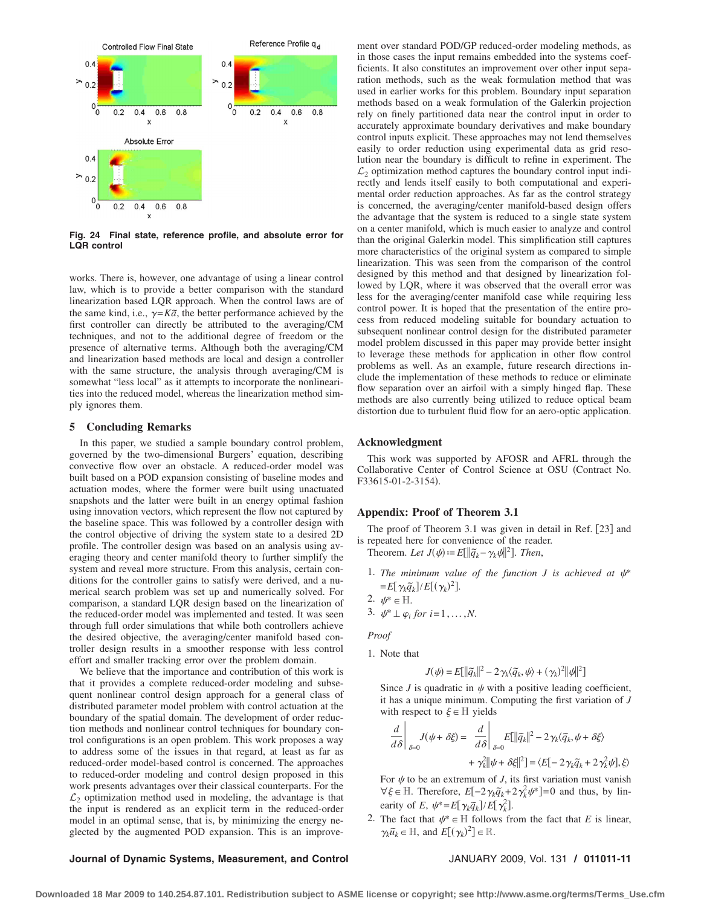Fig. 24 Final state, reference profile, and absolute error for LQR control

works. There is, however, one advantage of using a linear control law, which is to provide a better comparison with the standard linearization based LQR approach. When the control laws are of the same kind, i.e., $\gamma = K\bar{a}$, the better performance achieved by the first controller can directly be attributed to the averaging/CM techniques, and not to the additional degree of freedom or the presence of alternative terms. Although both the averaging/CM and linearization based methods are local and design a controller with the same structure, the analysis through averaging/CM is somewhat "less local" as it attempts to incorporate the nonlinearities into the reduced model, whereas the linearization method simply ignores them.

## 5 Concluding Remarks

In this paper, we studied a sample boundary control problem, governed by the two-dimensional Burgers' equation, describing convective flow over an obstacle. A reduced-order model was built based on a POD expansion consisting of baseline modes and actuation modes, where the former were built using unactuated snapshots and the latter were built in an energy optimal fashion using innovation vectors, which represent the flow not captured by the baseline space. This was followed by a controller design with the control objective of driving the system state to a desired 2D profile. The controller design was based on an analysis using averaging theory and center manifold theory to further simplify the system and reveal more structure. From this analysis, certain conditions for the controller gains to satisfy were derived, and a numerical search problem was set up and numerically solved. For comparison, a standard LQR design based on the linearization of the reduced-order model was implemented and tested. It was seen through full order simulations that while both controllers achieve the desired objective, the averaging/center manifold based controller design results in a smoother response with less control effort and smaller tracking error over the problem domain.

We believe that the importance and contribution of this work is that it provides a complete reduced-order modeling and subsequent nonlinear control design approach for a general class of distributed parameter model problem with control actuation at the boundary of the spatial domain. The development of order reduction methods and nonlinear control techniques for boundary control configurations is an open problem. This work proposes a way to address some of the issues in that regard, at least as far as reduced-order model-based control is concerned. The approaches to reduced-order modeling and control design proposed in this work presents advantages over their classical counterparts. For the $\mathcal{L}_2$ optimization method used in modeling, the advantage is that the input is rendered as an explicit term in the reduced-order model in an optimal sense, that is, by minimizing the energy neglected by the augmented POD expansion. This is an improvement over standard POD/GP reduced-order modeling methods, as in those cases the input remains embedded into the systems coefficients. It also constitutes an improvement over other input separation methods, such as the weak formulation method that was used in earlier works for this problem. Boundary input separation methods based on a weak formulation of the Galerkin projection rely on finely partitioned data near the control input in order to accurately approximate boundary derivatives and make boundary control inputs explicit. These approaches may not lend themselves easily to order reduction using experimental data as grid resolution near the boundary is difficult to refine in experiment. The $\mathcal{L}_2$ optimization method captures the boundary control input indirectly and lends itself easily to both computational and experimental order reduction approaches. As far as the control strategy is concerned, the averaging/center manifold-based design offers the advantage that the system is reduced to a single state system on a center manifold, which is much easier to analyze and control than the original Galerkin model. This simplification still captures more characteristics of the original system as compared to simple linearization. This was seen from the comparison of the control designed by this method and that designed by linearization followed by LQR, where it was observed that the overall error was less for the averaging/center manifold case while requiring less control power. It is hoped that the presentation of the entire process from reduced modeling suitable for boundary actuation to subsequent nonlinear control design for the distributed parameter model problem discussed in this paper may provide better insight to leverage these methods for application in other flow control problems as well. As an example, future research directions include the implementation of these methods to reduce or eliminate flow separation over an airfoil with a simply hinged flap. These methods are also currently being utilized to reduce optical beam distortion due to turbulent fluid flow for an aero-optic application.

## Acknowledgment

This work was supported by AFOSR and AFRL through the Collaborative Center of Control Science at OSU (Contract No. F33615-01-2-3154).

## Appendix: Proof of Theorem 3.1

The proof of Theorem 3.1 was given in detail in Ref. [23] and is repeated here for convenience of the reader.

Theorem. *Let* $J(\psi) := E[\|\tilde{q}_k - \gamma_k\psi\|^2]$. *Then,*

1. *The minimum value of the function J is achieved at* $\psi^* = E[\gamma_k\tilde{q}_k]/E[(\gamma_k)^2]$.
2. $\psi^* \in \mathbb{H}$.
3. $\psi^* \perp \varphi_i$ *for* $i=1,\ldots,N$.

*Proof*

1. Note that

$$J(\psi) = E[\|\tilde{q}_k\|^2 - 2\gamma_k\langle\tilde{q}_k,\psi\rangle + (\gamma_k)^2\|\psi\|^2]$$

Since $J$ is quadratic in $\psi$ with a positive leading coefficient, it has a unique minimum. Computing the first variation of $J$ with respect to $\xi \in \mathbb{H}$ yields

$$\left.\frac{d}{d\delta}\right|_{\delta=0} J(\psi+\delta\xi) = \left.\frac{d}{d\delta}\right|_{\delta=0} E[\|\tilde{q}_k\|^2 - 2\gamma_k\langle\tilde{q}_k,\psi+\delta\xi\rangle + \gamma_k^2\|\psi+\delta\xi\|^2] = \langle E[-2\gamma_k\tilde{q}_k + 2\gamma_k^2\psi],\xi\rangle$$

For $\psi$ to be an extremum of $J$, its first variation must vanish $\forall \xi \in \mathbb{H}$. Therefore, $E[-2\gamma_k\tilde{q}_k + 2\gamma_k^2\psi^*] = 0$ and thus, by linearity of $E$, $\psi^* = E[\gamma_k\tilde{q}_k]/E[\gamma_k^2]$.

2. The fact that $\psi^* \in \mathbb{H}$ follows from the fact that $E$ is linear, $\gamma_k\tilde{u}_k \in \mathbb{H}$, and $E[(\gamma_k)^2] \in \mathbb{R}$.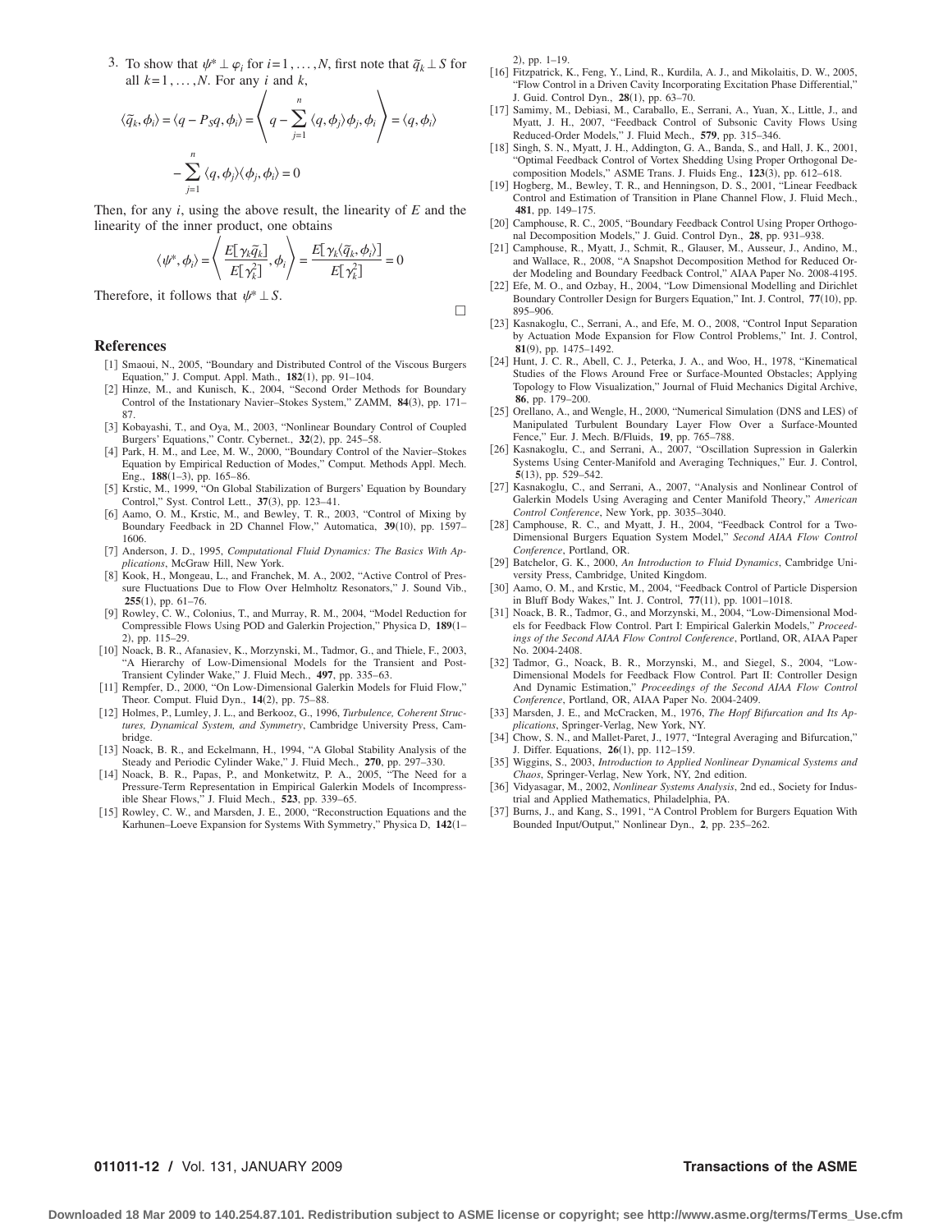3. To show that $\psi^* \perp \varphi_i$ for $i=1,\ldots,N$, first note that $\tilde{q}_k \perp S$ for all $k=1,\ldots,N$. For any $i$ and $k$,

$$\langle \tilde{q}_k, \phi_i \rangle = \langle q - P_S q, \phi_i \rangle = \left\langle q - \sum_{j=1}^{n} \langle q, \phi_j \rangle \phi_j, \phi_i \right\rangle = \langle q, \phi_i \rangle - \sum_{j=1}^{n} \langle q, \phi_j \rangle \langle \phi_j, \phi_i \rangle = 0$$

Then, for any $i$, using the above result, the linearity of $E$ and the linearity of the inner product, one obtains

$$\langle \psi^*, \phi_i \rangle = \left\langle \frac{E[\gamma_k \tilde{q}_k]}{E[\gamma_k^2]}, \phi_i \right\rangle = \frac{E[\gamma_k \langle \tilde{q}_k, \phi_i \rangle]}{E[\gamma_k^2]} = 0$$

Therefore, it follows that $\psi^* \perp S$.

□

## References

[1] Smaoui, N., 2005, "Boundary and Distributed Control of the Viscous Burgers Equation," J. Comput. Appl. Math., **182**(1), pp. 91–104.

[2] Hinze, M., and Kunisch, K., 2004, "Second Order Methods for Boundary Control of the Instationary Navier–Stokes System," ZAMM, **84**(3), pp. 171–87.

[3] Kobayashi, T., and Oya, M., 2003, "Nonlinear Boundary Control of Coupled Burgers' Equations," Contr. Cybernet., **32**(2), pp. 245–58.

[4] Park, H. M., and Lee, M. W., 2000, "Boundary Control of the Navier–Stokes Equation by Empirical Reduction of Modes," Comput. Methods Appl. Mech. Eng., **188**(1–3), pp. 165–86.

[5] Krstic, M., 1999, "On Global Stabilization of Burgers' Equation by Boundary Control," Syst. Control Lett., **37**(3), pp. 123–41.

[6] Aamo, O. M., Krstic, M., and Bewley, T. R., 2003, "Control of Mixing by Boundary Feedback in 2D Channel Flow," Automatica, **39**(10), pp. 1597–1606.

[7] Anderson, J. D., 1995, *Computational Fluid Dynamics: The Basics With Applications*, McGraw Hill, New York.

[8] Kook, H., Mongeau, L., and Franchek, M. A., 2002, "Active Control of Pressure Fluctuations Due to Flow Over Helmholtz Resonators," J. Sound Vib., **255**(1), pp. 61–76.

[9] Rowley, C. W., Colonius, T., and Murray, R. M., 2004, "Model Reduction for Compressible Flows Using POD and Galerkin Projection," Physica D, **189**(1–2), pp. 115–29.

[10] Noack, B. R., Afanasiev, K., Morzynski, M., Tadmor, G., and Thiele, F., 2003, "A Hierarchy of Low-Dimensional Models for the Transient and Post-Transient Cylinder Wake," J. Fluid Mech., **497**, pp. 335–63.

[11] Rempfer, D., 2000, "On Low-Dimensional Galerkin Models for Fluid Flow," Theor. Comput. Fluid Dyn., **14**(2), pp. 75–88.

[12] Holmes, P., Lumley, J. L., and Berkooz, G., 1996, *Turbulence, Coherent Structures, Dynamical System, and Symmetry*, Cambridge University Press, Cambridge.

[13] Noack, B. R., and Eckelmann, H., 1994, "A Global Stability Analysis of the Steady and Periodic Cylinder Wake," J. Fluid Mech., **270**, pp. 297–330.

[14] Noack, B. R., Papas, P., and Monketwitz, P. A., 2005, "The Need for a Pressure-Term Representation in Empirical Galerkin Models of Incompressible Shear Flows," J. Fluid Mech., **523**, pp. 339–65.

[15] Rowley, C. W., and Marsden, J. E., 2000, "Reconstruction Equations and the Karhunen–Loeve Expansion for Systems With Symmetry," Physica D, **142**(1–2), pp. 1–19.

[16] Fitzpatrick, K., Feng, Y., Lind, R., Kurdila, A. J., and Mikolaitis, D. W., 2005, "Flow Control in a Driven Cavity Incorporating Excitation Phase Differential," J. Guid. Control Dyn., **28**(1), pp. 63–70.

[17] Samimy, M., Debiasi, M., Caraballo, E., Serrani, A., Yuan, X., Little, J., and Myatt, J. H., 2007, "Feedback Control of Subsonic Cavity Flows Using Reduced-Order Models," J. Fluid Mech., **579**, pp. 315–346.

[18] Singh, S. N., Myatt, J. H., Addington, G. A., Banda, S., and Hall, J. K., 2001, "Optimal Feedback Control of Vortex Shedding Using Proper Orthogonal Decomposition Models," ASME Trans. J. Fluids Eng., **123**(3), pp. 612–618.

[19] Hogberg, M., Bewley, T. R., and Henningson, D. S., 2001, "Linear Feedback Control and Estimation of Transition in Plane Channel Flow, J. Fluid Mech., **481**, pp. 149–175.

[20] Camphouse, R. C., 2005, "Boundary Feedback Control Using Proper Orthogonal Decomposition Models," J. Guid. Control Dyn., **28**, pp. 931–938.

[21] Camphouse, R., Myatt, J., Schmit, R., Glauser, M., Ausseur, J., Andino, M., and Wallace, R., 2008, "A Snapshot Decomposition Method for Reduced Order Modeling and Boundary Feedback Control," AIAA Paper No. 2008-4195.

[22] Efe, M. O., and Ozbay, H., 2004, "Low Dimensional Modelling and Dirichlet Boundary Controller Design for Burgers Equation," Int. J. Control, **77**(10), pp. 895–906.

[23] Kasnakoglu, C., Serrani, A., and Efe, M. O., 2008, "Control Input Separation by Actuation Mode Expansion for Flow Control Problems," Int. J. Control, **81**(9), pp. 1475–1492.

[24] Hunt, J. C. R., Abell, C. J., Peterka, J. A., and Woo, H., 1978, "Kinematical Studies of the Flows Around Free or Surface-Mounted Obstacles; Applying Topology to Flow Visualization," Journal of Fluid Mechanics Digital Archive, **86**, pp. 179–200.

[25] Orellano, A., and Wengle, H., 2000, "Numerical Simulation (DNS and LES) of Manipulated Turbulent Boundary Layer Flow Over a Surface-Mounted Fence," Eur. J. Mech. B/Fluids, **19**, pp. 765–788.

[26] Kasnakoglu, C., and Serrani, A., 2007, "Oscillation Supression in Galerkin Systems Using Center-Manifold and Averaging Techniques," Eur. J. Control, **5**(13), pp. 529–542.

[27] Kasnakoglu, C., and Serrani, A., 2007, "Analysis and Nonlinear Control of Galerkin Models Using Averaging and Center Manifold Theory," *American Control Conference*, New York, pp. 3035–3040.

[28] Camphouse, R. C., and Myatt, J. H., 2004, "Feedback Control for a Two-Dimensional Burgers Equation System Model," *Second AIAA Flow Control Conference*, Portland, OR.

[29] Batchelor, G. K., 2000, *An Introduction to Fluid Dynamics*, Cambridge University Press, Cambridge, United Kingdom.

[30] Aamo, O. M., and Krstic, M., 2004, "Feedback Control of Particle Dispersion in Bluff Body Wakes," Int. J. Control, **77**(11), pp. 1001–1018.

[31] Noack, B. R., Tadmor, G., and Morzynski, M., 2004, "Low-Dimensional Models for Feedback Flow Control. Part I: Empirical Galerkin Models," *Proceedings of the Second AIAA Flow Control Conference*, Portland, OR, AIAA Paper No. 2004-2408.

[32] Tadmor, G., Noack, B. R., Morzynski, M., and Siegel, S., 2004, "Low-Dimensional Models for Feedback Flow Control. Part II: Controller Design And Dynamic Estimation," *Proceedings of the Second AIAA Flow Control Conference*, Portland, OR, AIAA Paper No. 2004-2409.

[33] Marsden, J. E., and McCracken, M., 1976, *The Hopf Bifurcation and Its Applications*, Springer-Verlag, New York, NY.

[34] Chow, S. N., and Mallet-Paret, J., 1977, "Integral Averaging and Bifurcation," J. Differ. Equations, **26**(1), pp. 112–159.

[35] Wiggins, S., 2003, *Introduction to Applied Nonlinear Dynamical Systems and Chaos*, Springer-Verlag, New York, NY, 2nd edition.

[36] Vidyasagar, M., 2002, *Nonlinear Systems Analysis*, 2nd ed., Society for Industrial and Applied Mathematics, Philadelphia, PA.

[37] Burns, J., and Kang, S., 1991, "A Control Problem for Burgers Equation With Bounded Input/Output," Nonlinear Dyn., **2**, pp. 235–262.